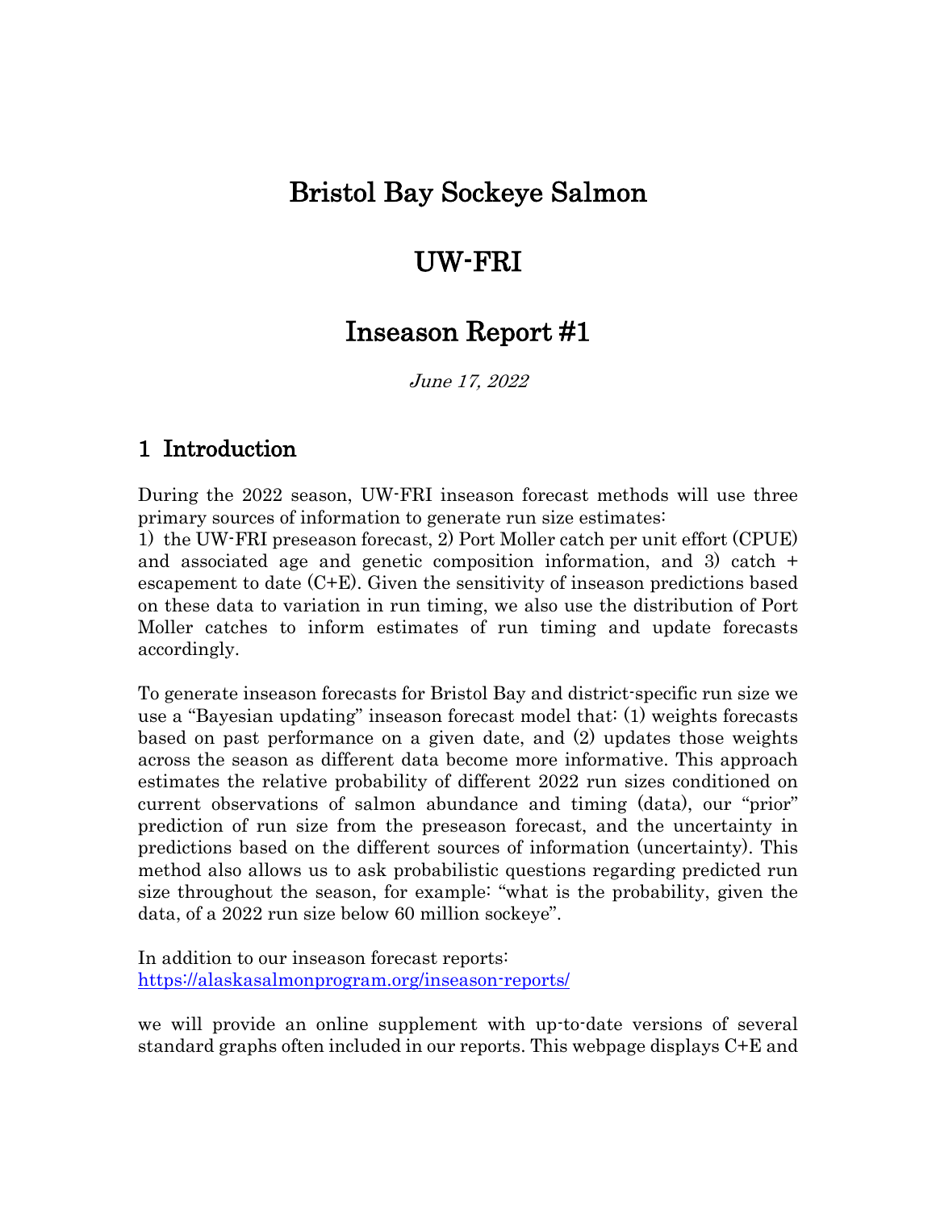# Bristol Bay Sockeye Salmon

# UW-FRI

# Inseason Report #1

*June 17, 2022*

## 1 Introduction

During the 2022 season, UW-FRI inseason forecast methods will use three primary sources of information to generate run size estimates:
1) the UW-FRI preseason forecast, 2) Port Moller catch per unit effort (CPUE) and associated age and genetic composition information, and 3) catch + escapement to date (C+E). Given the sensitivity of inseason predictions based on these data to variation in run timing, we also use the distribution of Port Moller catches to inform estimates of run timing and update forecasts accordingly.

To generate inseason forecasts for Bristol Bay and district-specific run size we use a "Bayesian updating" inseason forecast model that: (1) weights forecasts based on past performance on a given date, and (2) updates those weights across the season as different data become more informative. This approach estimates the relative probability of different 2022 run sizes conditioned on current observations of salmon abundance and timing (data), our "prior" prediction of run size from the preseason forecast, and the uncertainty in predictions based on the different sources of information (uncertainty). This method also allows us to ask probabilistic questions regarding predicted run size throughout the season, for example: "what is the probability, given the data, of a 2022 run size below 60 million sockeye".

In addition to our inseason forecast reports:
https://alaskasalmonprogram.org/inseason-reports/

we will provide an online supplement with up-to-date versions of several standard graphs often included in our reports. This webpage displays C+E and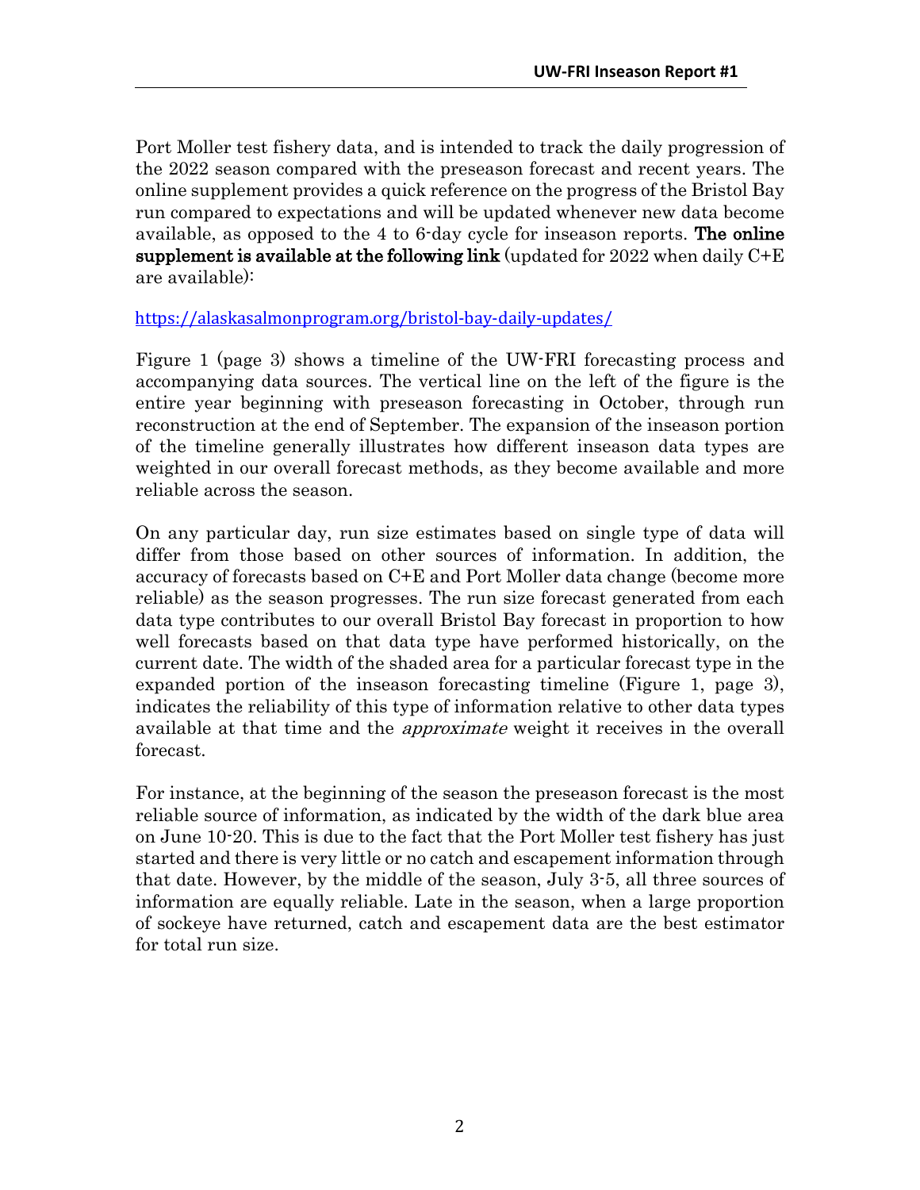Port Moller test fishery data, and is intended to track the daily progression of the 2022 season compared with the preseason forecast and recent years. The online supplement provides a quick reference on the progress of the Bristol Bay run compared to expectations and will be updated whenever new data become available, as opposed to the 4 to 6-day cycle for inseason reports. **The online supplement is available at the following link** (updated for 2022 when daily C+E are available):

https://alaskasalmonprogram.org/bristol-bay-daily-updates/

Figure 1 (page 3) shows a timeline of the UW-FRI forecasting process and accompanying data sources. The vertical line on the left of the figure is the entire year beginning with preseason forecasting in October, through run reconstruction at the end of September. The expansion of the inseason portion of the timeline generally illustrates how different inseason data types are weighted in our overall forecast methods, as they become available and more reliable across the season.

On any particular day, run size estimates based on single type of data will differ from those based on other sources of information. In addition, the accuracy of forecasts based on C+E and Port Moller data change (become more reliable) as the season progresses. The run size forecast generated from each data type contributes to our overall Bristol Bay forecast in proportion to how well forecasts based on that data type have performed historically, on the current date. The width of the shaded area for a particular forecast type in the expanded portion of the inseason forecasting timeline (Figure 1, page 3), indicates the reliability of this type of information relative to other data types available at that time and the *approximate* weight it receives in the overall forecast.

For instance, at the beginning of the season the preseason forecast is the most reliable source of information, as indicated by the width of the dark blue area on June 10-20. This is due to the fact that the Port Moller test fishery has just started and there is very little or no catch and escapement information through that date. However, by the middle of the season, July 3-5, all three sources of information are equally reliable. Late in the season, when a large proportion of sockeye have returned, catch and escapement data are the best estimator for total run size.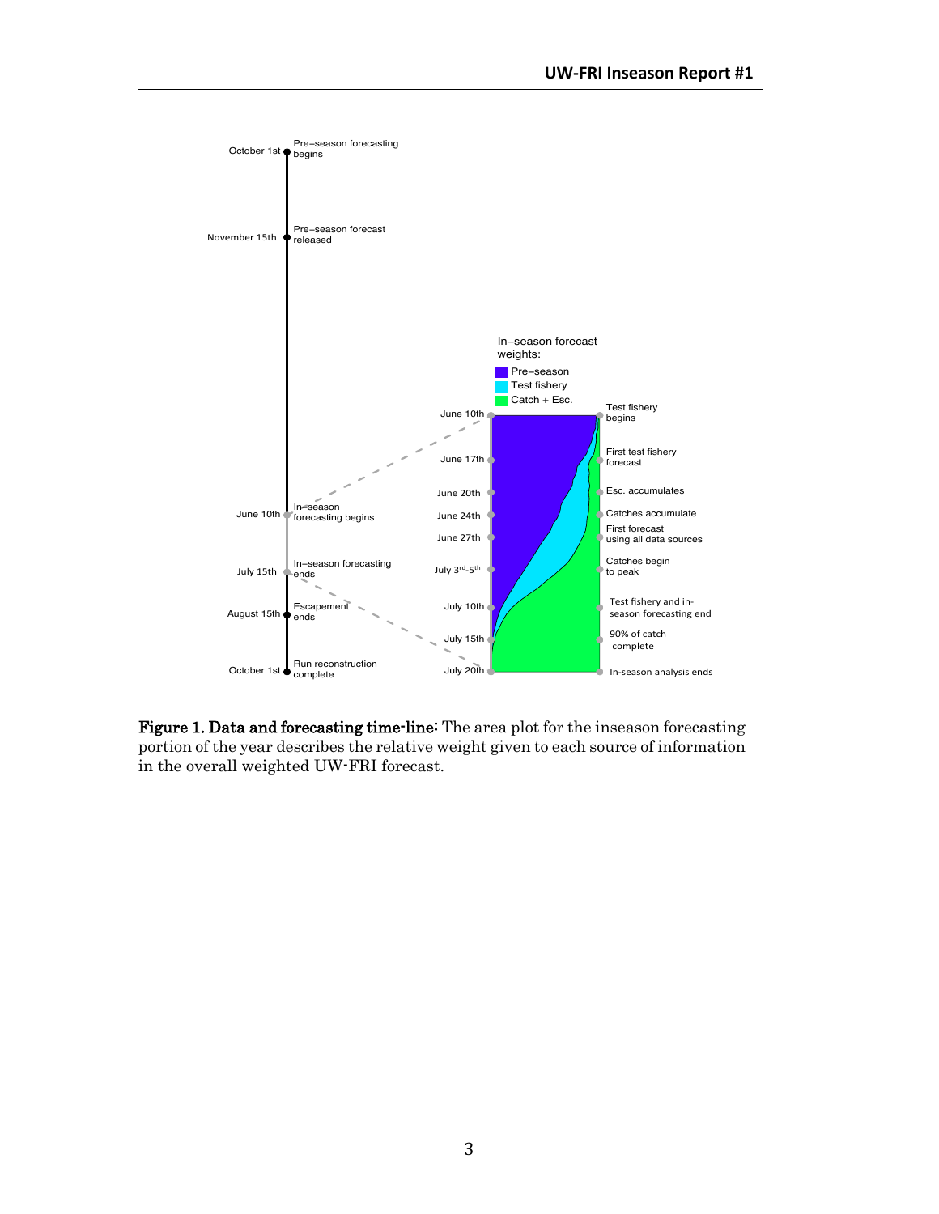**Figure 1. Data and forecasting time-line:** The area plot for the inseason forecasting portion of the year describes the relative weight given to each source of information in the overall weighted UW-FRI forecast.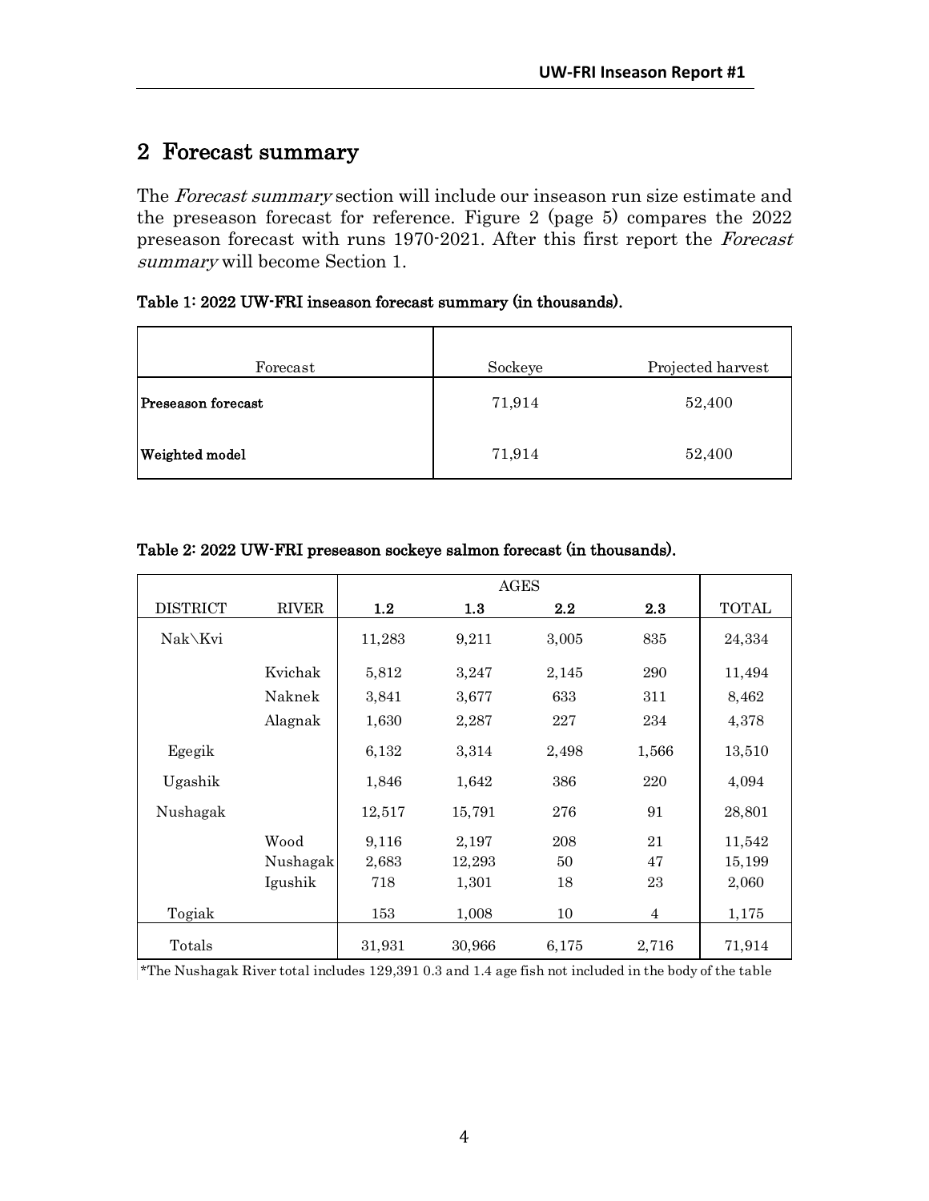## 2 Forecast summary

The *Forecast summary* section will include our inseason run size estimate and the preseason forecast for reference. Figure 2 (page 5) compares the 2022 preseason forecast with runs 1970-2021. After this first report the *Forecast summary* will become Section 1.

**Table 1: 2022 UW-FRI inseason forecast summary (in thousands).**

| Forecast | Sockeye | Projected harvest |
|---|---|---|
| **Preseason forecast** | 71,914 | 52,400 |
| **Weighted model** | 71,914 | 52,400 |

**Table 2: 2022 UW-FRI preseason sockeye salmon forecast (in thousands).**

| | | AGES | | | | |
|---|---|---|---|---|---|---|
| DISTRICT | RIVER | **1.2** | **1.3** | **2.2** | **2.3** | TOTAL |
| Nak\Kvi | | 11,283 | 9,211 | 3,005 | 835 | 24,334 |
| | Kvichak | 5,812 | 3,247 | 2,145 | 290 | 11,494 |
| | Naknek | 3,841 | 3,677 | 633 | 311 | 8,462 |
| | Alagnak | 1,630 | 2,287 | 227 | 234 | 4,378 |
| Egegik | | 6,132 | 3,314 | 2,498 | 1,566 | 13,510 |
| Ugashik | | 1,846 | 1,642 | 386 | 220 | 4,094 |
| Nushagak | | 12,517 | 15,791 | 276 | 91 | 28,801 |
| | Wood | 9,116 | 2,197 | 208 | 21 | 11,542 |
| | Nushagak | 2,683 | 12,293 | 50 | 47 | 15,199 |
| | Igushik | 718 | 1,301 | 18 | 23 | 2,060 |
| Togiak | | 153 | 1,008 | 10 | 4 | 1,175 |
| Totals | | 31,931 | 30,966 | 6,175 | 2,716 | 71,914 |

*The Nushagak River total includes 129,391 0.3 and 1.4 age fish not included in the body of the table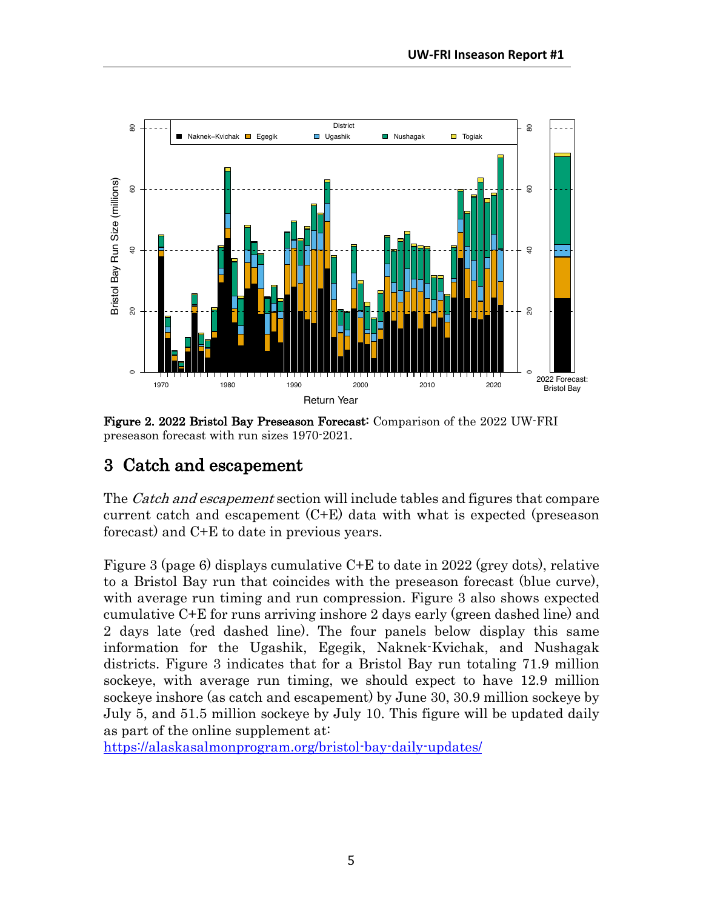**Figure 2. 2022 Bristol Bay Preseason Forecast:** Comparison of the 2022 UW-FRI preseason forecast with run sizes 1970-2021.

## 3 Catch and escapement

The *Catch and escapement* section will include tables and figures that compare current catch and escapement (C+E) data with what is expected (preseason forecast) and C+E to date in previous years.

Figure 3 (page 6) displays cumulative C+E to date in 2022 (grey dots), relative to a Bristol Bay run that coincides with the preseason forecast (blue curve), with average run timing and run compression. Figure 3 also shows expected cumulative C+E for runs arriving inshore 2 days early (green dashed line) and 2 days late (red dashed line). The four panels below display this same information for the Ugashik, Egegik, Naknek-Kvichak, and Nushagak districts. Figure 3 indicates that for a Bristol Bay run totaling 71.9 million sockeye, with average run timing, we should expect to have 12.9 million sockeye inshore (as catch and escapement) by June 30, 30.9 million sockeye by July 5, and 51.5 million sockeye by July 10. This figure will be updated daily as part of the online supplement at:
[https://alaskasalmonprogram.org/bristol-bay-daily-updates/](https://alaskasalmonprogram.org/bristol-bay-daily-updates/)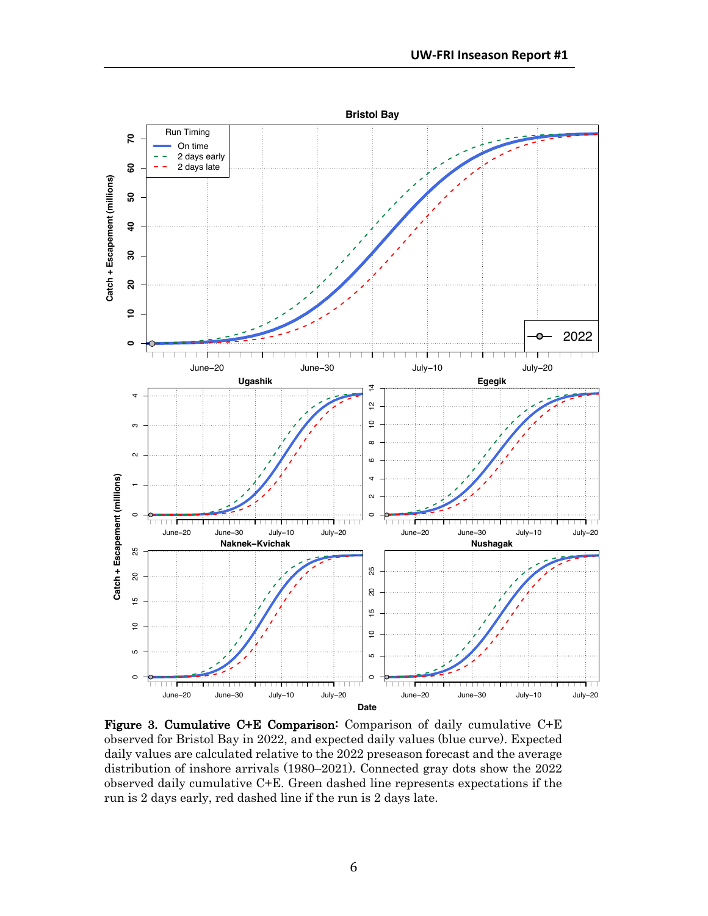**Figure 3. Cumulative C+E Comparison:** Comparison of daily cumulative C+E observed for Bristol Bay in 2022, and expected daily values (blue curve). Expected daily values are calculated relative to the 2022 preseason forecast and the average distribution of inshore arrivals (1980–2021). Connected gray dots show the 2022 observed daily cumulative C+E. Green dashed line represents expectations if the run is 2 days early, red dashed line if the run is 2 days late.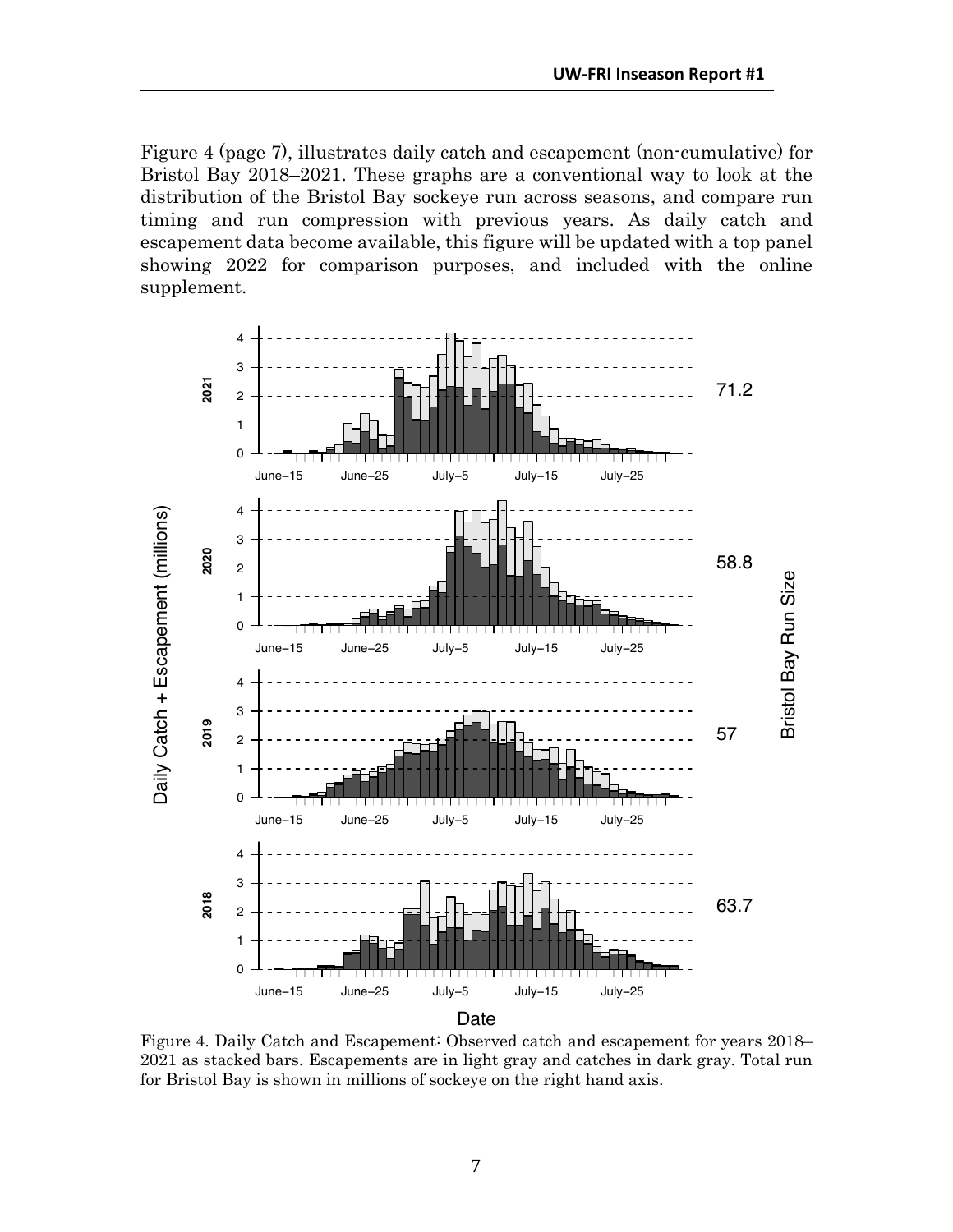Figure 4 (page 7), illustrates daily catch and escapement (non-cumulative) for Bristol Bay 2018–2021. These graphs are a conventional way to look at the distribution of the Bristol Bay sockeye run across seasons, and compare run timing and run compression with previous years. As daily catch and escapement data become available, this figure will be updated with a top panel showing 2022 for comparison purposes, and included with the online supplement.

Figure 4. Daily Catch and Escapement: Observed catch and escapement for years 2018–2021 as stacked bars. Escapements are in light gray and catches in dark gray. Total run for Bristol Bay is shown in millions of sockeye on the right hand axis.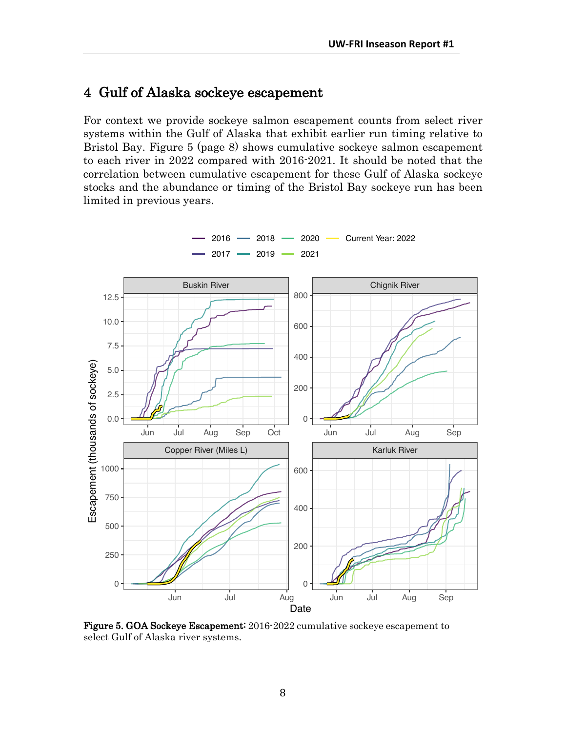## 4 Gulf of Alaska sockeye escapement

For context we provide sockeye salmon escapement counts from select river systems within the Gulf of Alaska that exhibit earlier run timing relative to Bristol Bay. Figure 5 (page 8) shows cumulative sockeye salmon escapement to each river in 2022 compared with 2016-2021. It should be noted that the correlation between cumulative escapement for these Gulf of Alaska sockeye stocks and the abundance or timing of the Bristol Bay sockeye run has been limited in previous years.

**Figure 5. GOA Sockeye Escapement:** 2016-2022 cumulative sockeye escapement to select Gulf of Alaska river systems.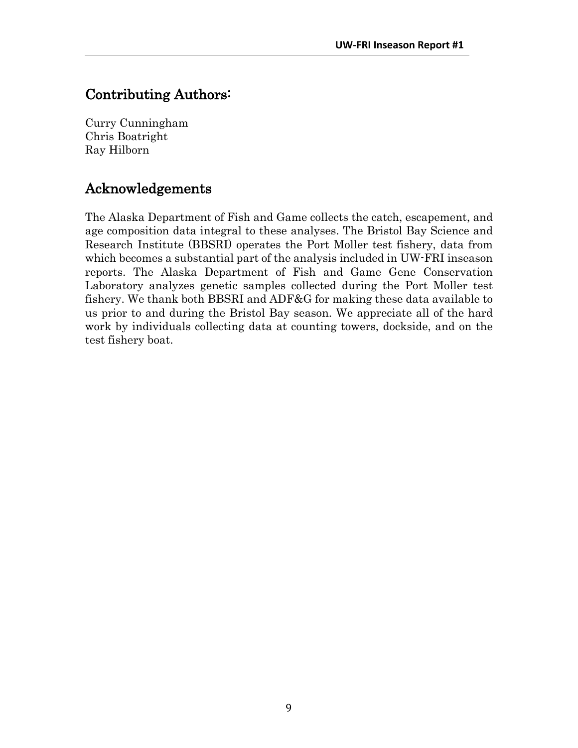## Contributing Authors:

Curry Cunningham
Chris Boatright
Ray Hilborn

## Acknowledgements

The Alaska Department of Fish and Game collects the catch, escapement, and age composition data integral to these analyses. The Bristol Bay Science and Research Institute (BBSRI) operates the Port Moller test fishery, data from which becomes a substantial part of the analysis included in UW-FRI inseason reports. The Alaska Department of Fish and Game Gene Conservation Laboratory analyzes genetic samples collected during the Port Moller test fishery. We thank both BBSRI and ADF&G for making these data available to us prior to and during the Bristol Bay season. We appreciate all of the hard work by individuals collecting data at counting towers, dockside, and on the test fishery boat.